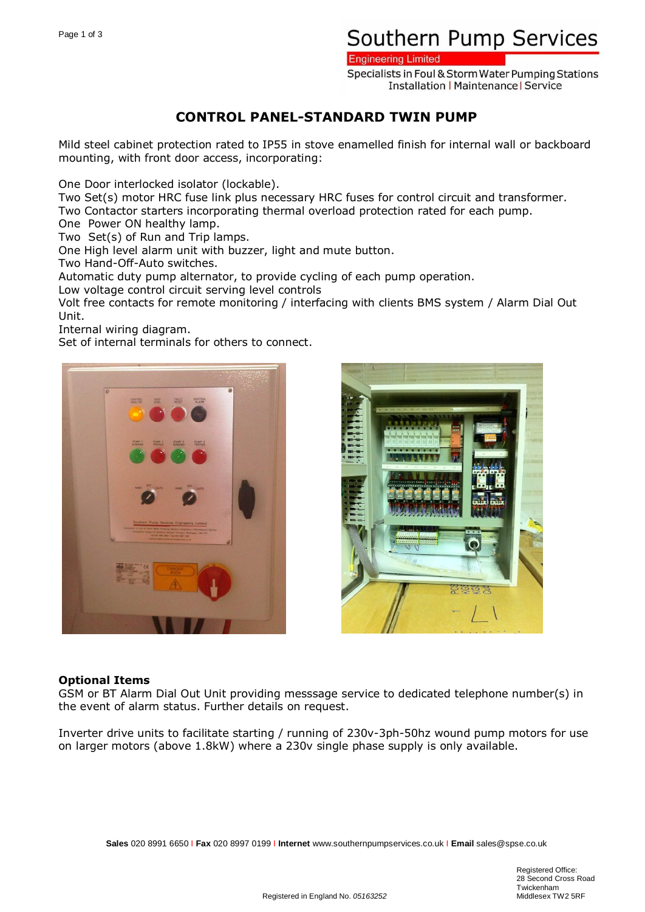Southern Pump Services
Engineering Limited
Specialists in Foul & Storm Water Pumping Stations
Installation | Maintenance | Service

# CONTROL PANEL-STANDARD TWIN PUMP

Mild steel cabinet protection rated to IP55 in stove enamelled finish for internal wall or backboard mounting, with front door access, incorporating:

One Door interlocked isolator (lockable).
Two Set(s) motor HRC fuse link plus necessary HRC fuses for control circuit and transformer.
Two Contactor starters incorporating thermal overload protection rated for each pump.
One Power ON healthy lamp.
Two Set(s) of Run and Trip lamps.
One High level alarm unit with buzzer, light and mute button.
Two Hand-Off-Auto switches.
Automatic duty pump alternator, to provide cycling of each pump operation.
Low voltage control circuit serving level controls
Volt free contacts for remote monitoring / interfacing with clients BMS system / Alarm Dial Out Unit.
Internal wiring diagram.
Set of internal terminals for others to connect.

**Optional Items**
GSM or BT Alarm Dial Out Unit providing messsage service to dedicated telephone number(s) in the event of alarm status. Further details on request.

Inverter drive units to facilitate starting / running of 230v-3ph-50hz wound pump motors for use on larger motors (above 1.8kW) where a 230v single phase supply is only available.

**Sales** 020 8991 6650 | **Fax** 020 8997 0199 | **Internet** www.southernpumpservices.co.uk | **Email** sales@spse.co.uk

Registered in England No. *05163252*

Registered Office:
28 Second Cross Road
Twickenham
Middlesex TW2 5RF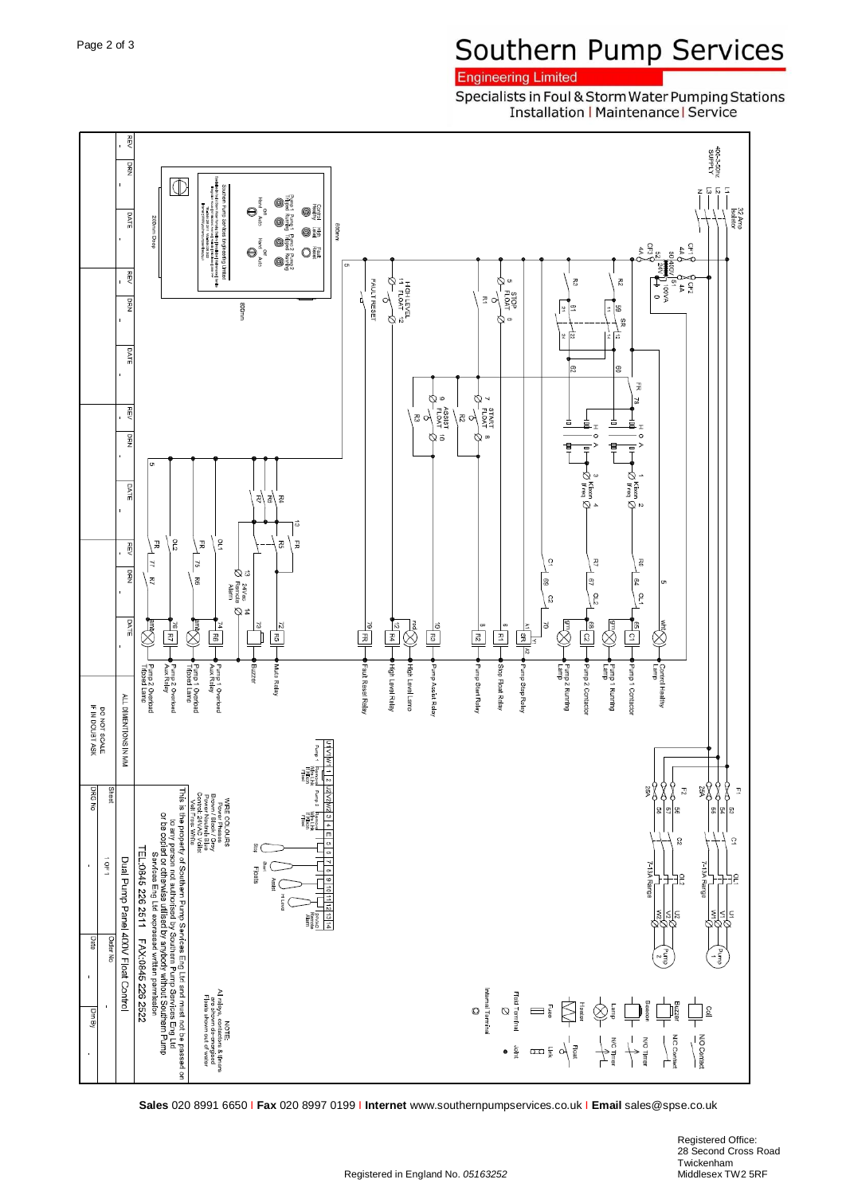# Southern Pump Services

**Engineering Limited**

Specialists in Foul & Storm Water Pumping Stations
Installation | Maintenance | Service

400-3-50Hz SUPPLY

L1 L2 L3 N

32 Amp Isolator

CF1 4A

CF2 4A

CF3 4A

50/400V 100VA

HIGH LEVEL FLOAT

FAULT RESET

STOP FLOAT

START FLOAT

ASSIST FLOAT

Control Healthy Lamp

Pump 1 Contactor

Pump 1 Running Lamp

Pump 2 Contactor

Pump 2 Running Lamp

Pump Stop Relay

Stop Float Relay

Pump Start Relay

Pump Assist Relay

High Level Lamp

High Level Relay

Fault Reset Relay

Mute Relay

Buzzer

Pump 1 Overload Aux Relay

Pump 1 Overload Tripped Lamp

Pump 2 Overload Aux Relay

Pump 2 Overload Tripped Lamp

24Vac Remote Alarm

F1 25A

F2 25A

C1

C2

OL1 7-13A Range

OL2 7-13A Range

Pump 1

Pump 2

Floats: Stop, Start, Assist, Hi Level

24VAC Remote Alarm

WIRE COLOURS
Power Phases Brown / Black / Grey
Power Neutral Blue
Control 24VAC Violet
Mains Yellow / White

NOTE:
All relays, contactors & timers are shown de-energised
Floats shown out of water

Coil, N/O Contact, Buzzer, N/C Contact, Beacon, N/O Timer, Lamp, N/C Timer, Heater, Float, Fuse, Link, Float Terminal, Joint, Internal Terminal

600mm

800mm

250mm Deep

ALL DIMENSIONS IN MM

DO NOT SCALE IF IN DOUBT ASK

This is the property of Southern Pump Services Eng Ltd and must not be passed on to any person not authorised by Southern Pump Services Eng Ltd or be copied or otherwise utilised by anybody without Southern Pump Services Eng Ltd expressed written permission

TEL:0845 226 2511 FAX:0845 226 2522

Dual Pump Panel 400V Float Control

| Sheet | Order No |
|---|---|
| 1 OF 1 | - |

| DRG No | Date | Drn By |
|---|---|---|
| - | - | - |

| REV | DRN | DATE |
|---|---|---|
| - | - | - |
| - | - | - |
| - | - | - |
| - | - | - |
| - | - | - |

**Sales** 020 8991 6650 | **Fax** 020 8997 0199 | **Internet** www.southernpumpservices.co.uk | **Email** sales@spse.co.uk

Registered in England No. *05163252*

Registered Office:
28 Second Cross Road
Twickenham
Middlesex TW2 5RF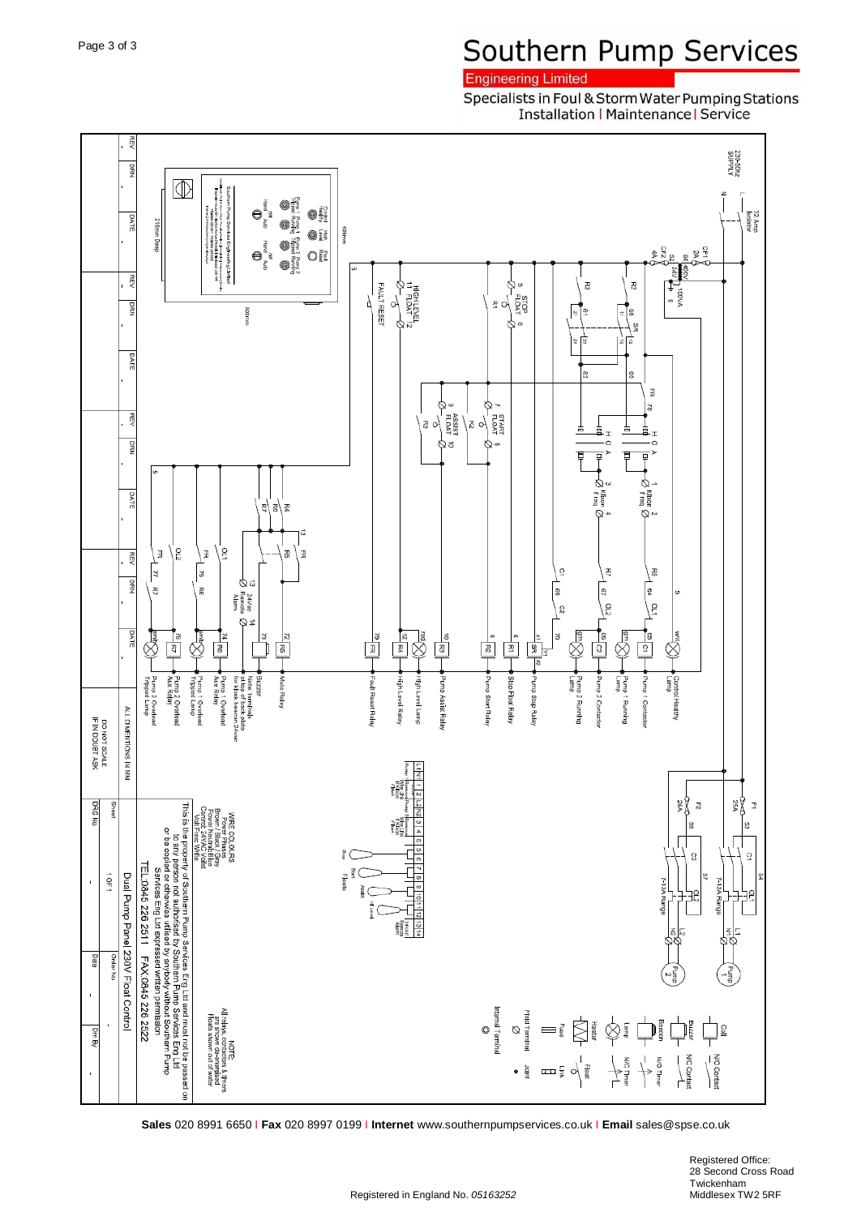# Southern Pump Services

**Engineering Limited**

Specialists in Foul & Storm Water Pumping Stations
Installation | Maintenance | Service

230v 50Hz SUPPLY

L
N

32 Amp Isolator

CF1 2A
CF2 4A

400V 240V 100VA 0

R3
R2
SR

61
62
21
22
24
11
12
14

FR 76

H O A
H O A

Kiltron Fmg 1 2
Kiltron Fmg 3 4

R8 64 OL1
R7 67 OL2
C1 69 C2 70

5

HIGH LEVEL FLOAT 11 12
FAULT RESET
STOP FLOAT 5 6
R1
START FLOAT 7 8
R2
ASSIST FLOAT 9 10
R3

R4 R6 R7
FR R5
13
24Vdc Remote Alarm 13 14

OL1 FR 75 R6
OL2 FR 77 R7

Control Healthy Lamp
Pump 1 Contactor
Pump 1 Running Lamp
Pump 2 Contactor
Pump 2 Running Lamp
Pump Stop Relay
Stop Float Relay
Pump Start Relay
Pump Assist Relay
High Level Lamp
High Level Relay
Fault Reset Relay
Mute Relay
Buzzer
Note terminals at top of back plate for Kiosk Beacon 24vac
Pump 1 Overload Aux Relay
Pump 1 Overload Tripped Lamp
Pump 2 Overload Aux Relay
Pump 2 Overload Tripped Lamp

F1 25A
F2 25A
53 54 55 56 57 58
C1 C2
OL1 OL2
7-13A Range
7-13A Range
L1 N1
L2 N2
Pump 1
Pump 2

L1 N1 1 2 L2 N2 3 4 5 6 7 8 9 10 11 12 13 14

Stop Start Assist Hi Level Floats
Remote Alarm

Coil
Buzzer
Beacon
Lamp
Heater
Fuse
Field Terminal
Internal Terminal
N/O Contact
N/C Contact
N/O Timer
N/C Timer
Float
Link
Joint

NOTE: All relays, contactors & timers are shown de-energised. Floats shown out of water

Control Healthy
Hi Level
Pump 1 Running
Pump 1 Tripped
Pump 2 Running
Pump 2 Tripped
Fault Reset
Hand Off Auto
Hand Off Auto

400mm
500mm
210mm Deep

WIRE COLOURS
Power Phase: Brown / Black / Grey
Power Neutral: Blue
Control 240Vac: Red
Volt Free: White

This is the property of Southern Pump Services Eng Ltd and must not be passed on to any person not authorised by Southern Pump Services Eng Ltd or be copied or otherwise utilised by anybody without Southern Pump Services Eng Ltd expressed written permission

| REV | DRN | DATE | REV | DRN | DATE | REV | DRN | DATE | REV | DRN | DATE |
|---|---|---|---|---|---|---|---|---|---|---|---|
| - | - | - | | - | - | | - | - | | - | - |

ALL DIMENSIONS IN MM

DO NOT SCALE
IF IN DOUBT ASK

**Dual Pump Panel 230V Float Control**

TEL 0845 226 2511 FAX 0845 226 2522

| Sheet | Order No | |
|---|---|---|
| 1 OF 1 | - | |
| DRG No | Date | Drn By |
| - | - | - |

**Sales** 020 8991 6650 | **Fax** 020 8997 0199 | **Internet** www.southernpumpservices.co.uk | **Email** sales@spse.co.uk

Registered in England No. *05163252*

Registered Office:
28 Second Cross Road
Twickenham
Middlesex TW2 5RF